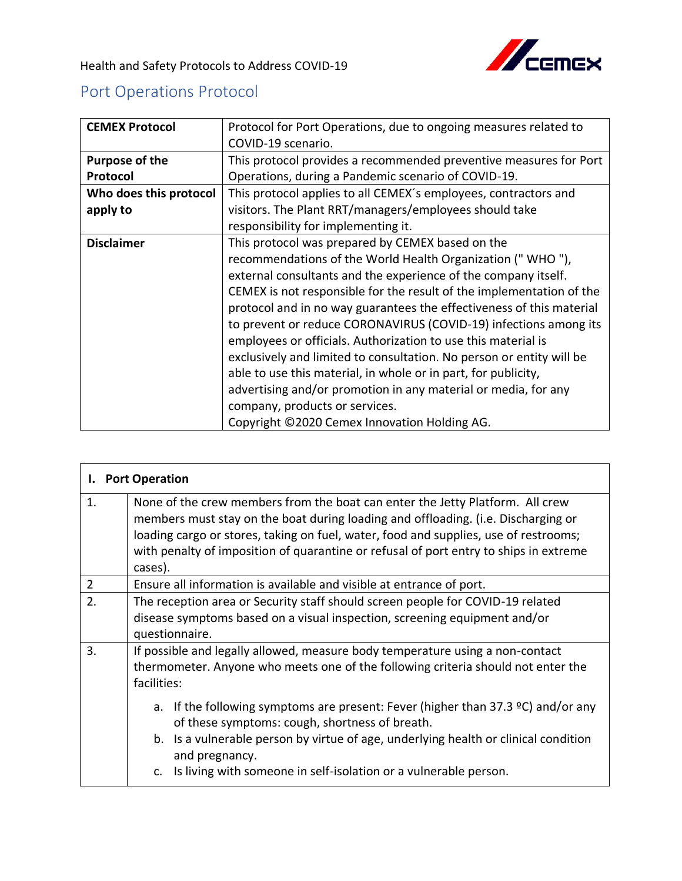Health and Safety Protocols to Address COVID-19

## Port Operations Protocol

| **CEMEX Protocol** | Protocol for Port Operations, due to ongoing measures related to COVID-19 scenario. |
|---|---|
| **Purpose of the Protocol** | This protocol provides a recommended preventive measures for Port Operations, during a Pandemic scenario of COVID-19. |
| **Who does this protocol apply to** | This protocol applies to all CEMEX´s employees, contractors and visitors. The Plant RRT/managers/employees should take responsibility for implementing it. |
| **Disclaimer** | This protocol was prepared by CEMEX based on the recommendations of the World Health Organization (" WHO "), external consultants and the experience of the company itself. CEMEX is not responsible for the result of the implementation of the protocol and in no way guarantees the effectiveness of this material to prevent or reduce CORONAVIRUS (COVID-19) infections among its employees or officials. Authorization to use this material is exclusively and limited to consultation. No person or entity will be able to use this material, in whole or in part, for publicity, advertising and/or promotion in any material or media, for any company, products or services.<br>Copyright ©2020 Cemex Innovation Holding AG. |

| **I. Port Operation** | |
|---|---|
| 1. | None of the crew members from the boat can enter the Jetty Platform. All crew members must stay on the boat during loading and offloading. (i.e. Discharging or loading cargo or stores, taking on fuel, water, food and supplies, use of restrooms; with penalty of imposition of quarantine or refusal of port entry to ships in extreme cases). |
| 2 | Ensure all information is available and visible at entrance of port. |
| 2. | The reception area or Security staff should screen people for COVID-19 related disease symptoms based on a visual inspection, screening equipment and/or questionnaire. |
| 3. | If possible and legally allowed, measure body temperature using a non-contact thermometer. Anyone who meets one of the following criteria should not enter the facilities:<br>a. If the following symptoms are present: Fever (higher than 37.3 ºC) and/or any of these symptoms: cough, shortness of breath.<br>b. Is a vulnerable person by virtue of age, underlying health or clinical condition and pregnancy.<br>c. Is living with someone in self-isolation or a vulnerable person. |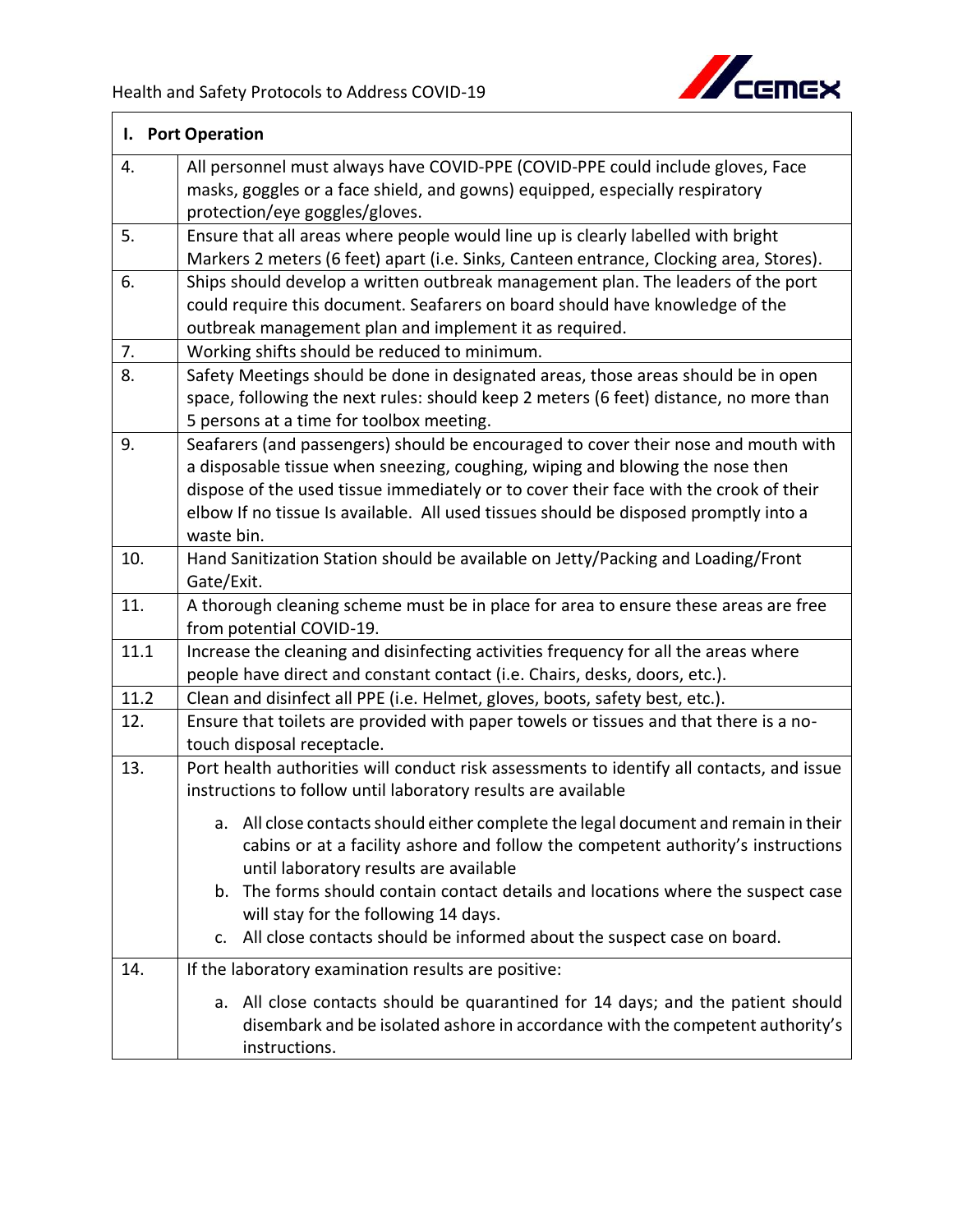| I. Port Operation | |
|---|---|
| 4. | All personnel must always have COVID-PPE (COVID-PPE could include gloves, Face masks, goggles or a face shield, and gowns) equipped, especially respiratory protection/eye goggles/gloves. |
| 5. | Ensure that all areas where people would line up is clearly labelled with bright Markers 2 meters (6 feet) apart (i.e. Sinks, Canteen entrance, Clocking area, Stores). |
| 6. | Ships should develop a written outbreak management plan. The leaders of the port could require this document. Seafarers on board should have knowledge of the outbreak management plan and implement it as required. |
| 7. | Working shifts should be reduced to minimum. |
| 8. | Safety Meetings should be done in designated areas, those areas should be in open space, following the next rules: should keep 2 meters (6 feet) distance, no more than 5 persons at a time for toolbox meeting. |
| 9. | Seafarers (and passengers) should be encouraged to cover their nose and mouth with a disposable tissue when sneezing, coughing, wiping and blowing the nose then dispose of the used tissue immediately or to cover their face with the crook of their elbow If no tissue Is available. All used tissues should be disposed promptly into a waste bin. |
| 10. | Hand Sanitization Station should be available on Jetty/Packing and Loading/Front Gate/Exit. |
| 11. | A thorough cleaning scheme must be in place for area to ensure these areas are free from potential COVID-19. |
| 11.1 | Increase the cleaning and disinfecting activities frequency for all the areas where people have direct and constant contact (i.e. Chairs, desks, doors, etc.). |
| 11.2 | Clean and disinfect all PPE (i.e. Helmet, gloves, boots, safety best, etc.). |
| 12. | Ensure that toilets are provided with paper towels or tissues and that there is a no-touch disposal receptacle. |
| 13. | Port health authorities will conduct risk assessments to identify all contacts, and issue instructions to follow until laboratory results are available<br><br>a. All close contacts should either complete the legal document and remain in their cabins or at a facility ashore and follow the competent authority's instructions until laboratory results are available<br>b. The forms should contain contact details and locations where the suspect case will stay for the following 14 days.<br>c. All close contacts should be informed about the suspect case on board. |
| 14. | If the laboratory examination results are positive:<br><br>a. All close contacts should be quarantined for 14 days; and the patient should disembark and be isolated ashore in accordance with the competent authority's instructions. |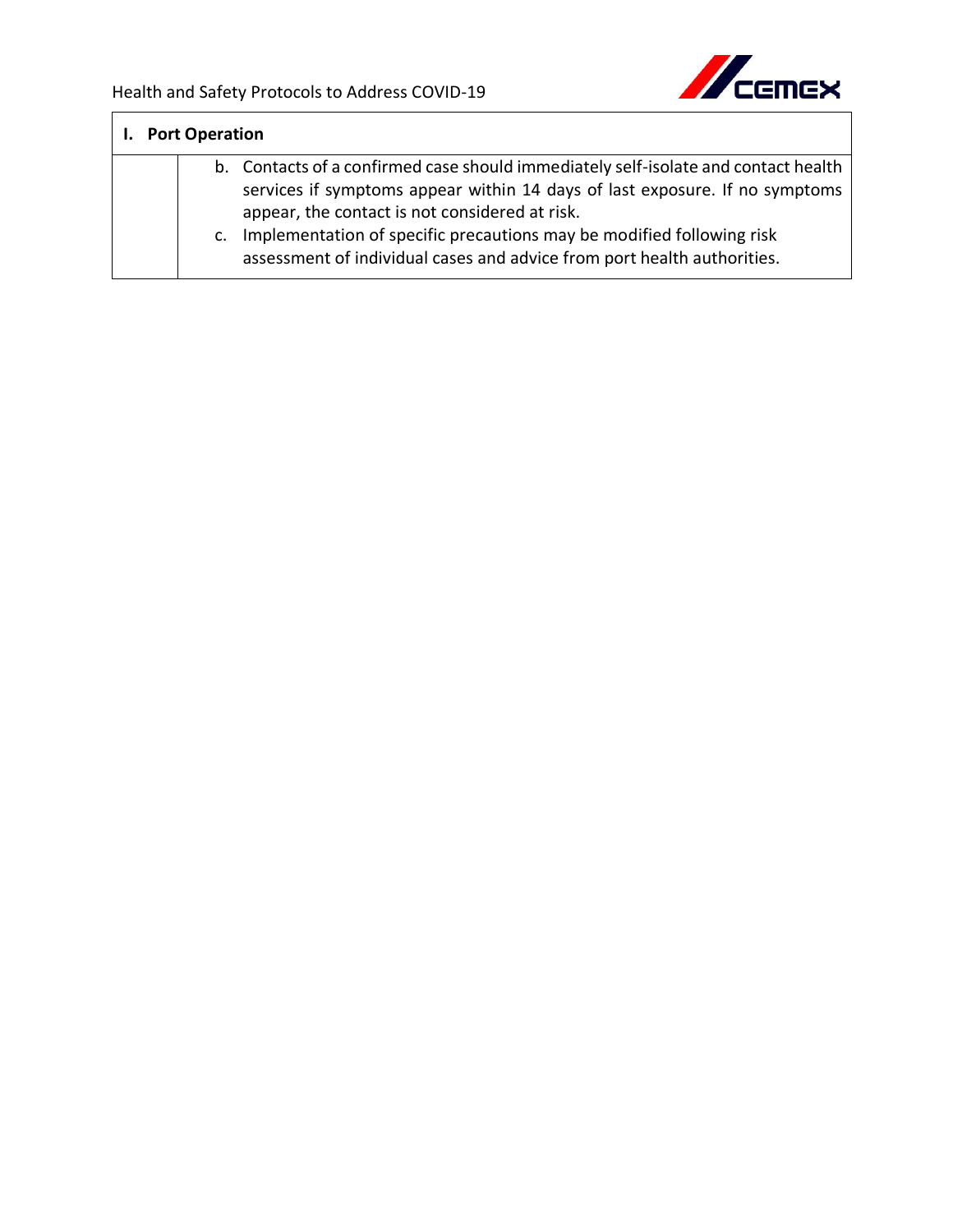| I. Port Operation | |
| --- | --- |
| | b. Contacts of a confirmed case should immediately self-isolate and contact health services if symptoms appear within 14 days of last exposure. If no symptoms appear, the contact is not considered at risk.<br>c. Implementation of specific precautions may be modified following risk assessment of individual cases and advice from port health authorities. |